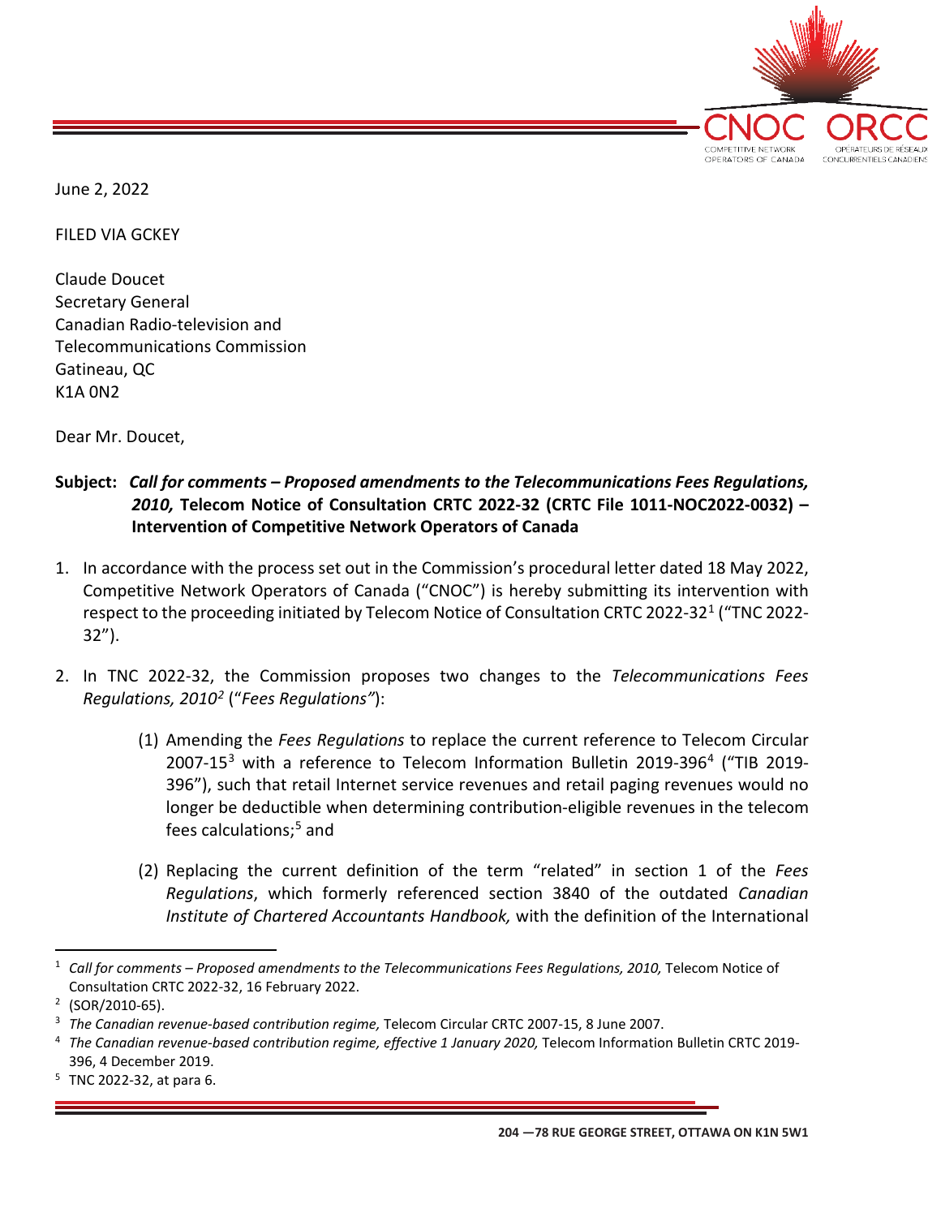June 2, 2022

FILED VIA GCKEY

Claude Doucet
Secretary General
Canadian Radio-television and
Telecommunications Commission
Gatineau, QC
K1A 0N2

Dear Mr. Doucet,

**Subject:** ***Call for comments – Proposed amendments to the Telecommunications Fees Regulations, 2010,* Telecom Notice of Consultation CRTC 2022-32 (CRTC File 1011-NOC2022-0032) – Intervention of Competitive Network Operators of Canada**

1. In accordance with the process set out in the Commission's procedural letter dated 18 May 2022, Competitive Network Operators of Canada ("CNOC") is hereby submitting its intervention with respect to the proceeding initiated by Telecom Notice of Consultation CRTC 2022-32[1] ("TNC 2022-32").

2. In TNC 2022-32, the Commission proposes two changes to the *Telecommunications Fees Regulations, 2010*[2] ("*Fees Regulations"*):

   (1) Amending the *Fees Regulations* to replace the current reference to Telecom Circular 2007-15[3] with a reference to Telecom Information Bulletin 2019-396[4] ("TIB 2019-396"), such that retail Internet service revenues and retail paging revenues would no longer be deductible when determining contribution-eligible revenues in the telecom fees calculations;[5] and

   (2) Replacing the current definition of the term "related" in section 1 of the *Fees Regulations*, which formerly referenced section 3840 of the outdated *Canadian Institute of Chartered Accountants Handbook,* with the definition of the International

---

[1] *Call for comments – Proposed amendments to the Telecommunications Fees Regulations, 2010,* Telecom Notice of Consultation CRTC 2022-32, 16 February 2022.

[2] (SOR/2010-65).

[3] *The Canadian revenue-based contribution regime,* Telecom Circular CRTC 2007-15, 8 June 2007.

[4] *The Canadian revenue-based contribution regime, effective 1 January 2020,* Telecom Information Bulletin CRTC 2019-396, 4 December 2019.

[5] TNC 2022-32, at para 6.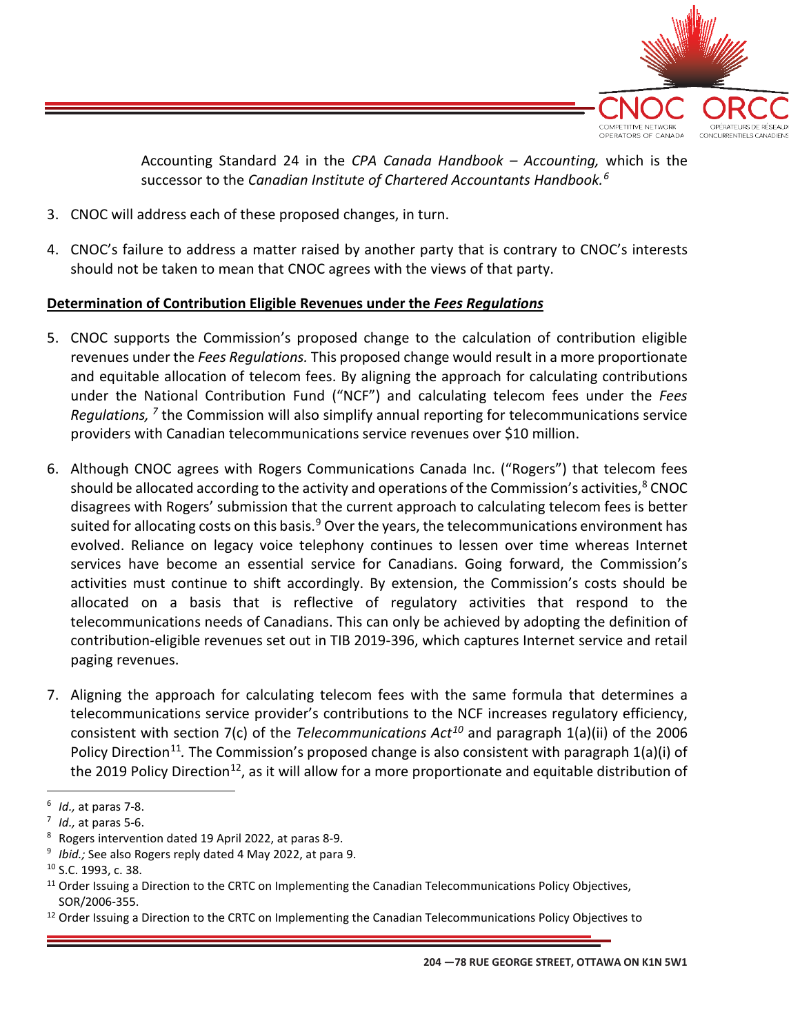Accounting Standard 24 in the *CPA Canada Handbook – Accounting,* which is the successor to the *Canadian Institute of Chartered Accountants Handbook.*[6]

3. CNOC will address each of these proposed changes, in turn.

4. CNOC's failure to address a matter raised by another party that is contrary to CNOC's interests should not be taken to mean that CNOC agrees with the views of that party.

**Determination of Contribution Eligible Revenues under the *Fees Regulations***

5. CNOC supports the Commission's proposed change to the calculation of contribution eligible revenues under the *Fees Regulations.* This proposed change would result in a more proportionate and equitable allocation of telecom fees. By aligning the approach for calculating contributions under the National Contribution Fund ("NCF") and calculating telecom fees under the *Fees Regulations,*[7] the Commission will also simplify annual reporting for telecommunications service providers with Canadian telecommunications service revenues over $10 million.

6. Although CNOC agrees with Rogers Communications Canada Inc. ("Rogers") that telecom fees should be allocated according to the activity and operations of the Commission's activities,[8] CNOC disagrees with Rogers' submission that the current approach to calculating telecom fees is better suited for allocating costs on this basis.[9] Over the years, the telecommunications environment has evolved. Reliance on legacy voice telephony continues to lessen over time whereas Internet services have become an essential service for Canadians. Going forward, the Commission's activities must continue to shift accordingly. By extension, the Commission's costs should be allocated on a basis that is reflective of regulatory activities that respond to the telecommunications needs of Canadians. This can only be achieved by adopting the definition of contribution-eligible revenues set out in TIB 2019-396, which captures Internet service and retail paging revenues.

7. Aligning the approach for calculating telecom fees with the same formula that determines a telecommunications service provider's contributions to the NCF increases regulatory efficiency, consistent with section 7(c) of the *Telecommunications Act*[10] and paragraph 1(a)(ii) of the 2006 Policy Direction[11]. The Commission's proposed change is also consistent with paragraph 1(a)(i) of the 2019 Policy Direction[12], as it will allow for a more proportionate and equitable distribution of

---

[6] *Id.,* at paras 7-8.

[7] *Id.,* at paras 5-6.

[8] Rogers intervention dated 19 April 2022, at paras 8-9.

[9] *Ibid.;* See also Rogers reply dated 4 May 2022, at para 9.

[10] S.C. 1993, c. 38.

[11] Order Issuing a Direction to the CRTC on Implementing the Canadian Telecommunications Policy Objectives, SOR/2006-355.

[12] Order Issuing a Direction to the CRTC on Implementing the Canadian Telecommunications Policy Objectives to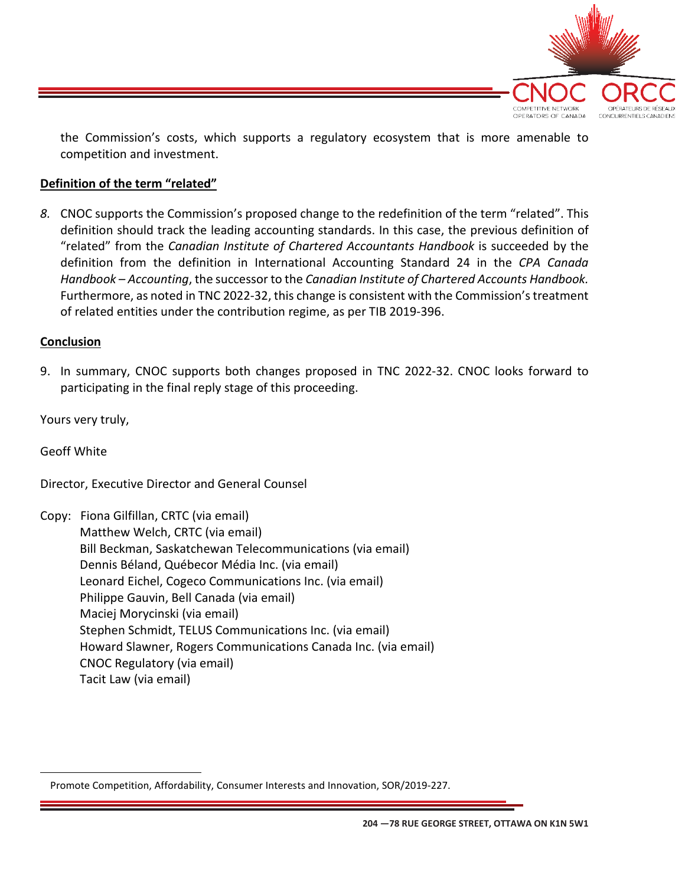the Commission's costs, which supports a regulatory ecosystem that is more amenable to competition and investment.

**Definition of the term "related"**

*8.* CNOC supports the Commission's proposed change to the redefinition of the term "related". This definition should track the leading accounting standards. In this case, the previous definition of "related" from the *Canadian Institute of Chartered Accountants Handbook* is succeeded by the definition from the definition in International Accounting Standard 24 in the *CPA Canada Handbook – Accounting*, the successor to the *Canadian Institute of Chartered Accounts Handbook.* Furthermore, as noted in TNC 2022-32, this change is consistent with the Commission's treatment of related entities under the contribution regime, as per TIB 2019-396.

**Conclusion**

9. In summary, CNOC supports both changes proposed in TNC 2022-32. CNOC looks forward to participating in the final reply stage of this proceeding.

Yours very truly,

Geoff White

Director, Executive Director and General Counsel

Copy: Fiona Gilfillan, CRTC (via email)
Matthew Welch, CRTC (via email)
Bill Beckman, Saskatchewan Telecommunications (via email)
Dennis Béland, Québecor Média Inc. (via email)
Leonard Eichel, Cogeco Communications Inc. (via email)
Philippe Gauvin, Bell Canada (via email)
Maciej Morycinski (via email)
Stephen Schmidt, TELUS Communications Inc. (via email)
Howard Slawner, Rogers Communications Canada Inc. (via email)
CNOC Regulatory (via email)
Tacit Law (via email)

---

Promote Competition, Affordability, Consumer Interests and Innovation, SOR/2019-227.